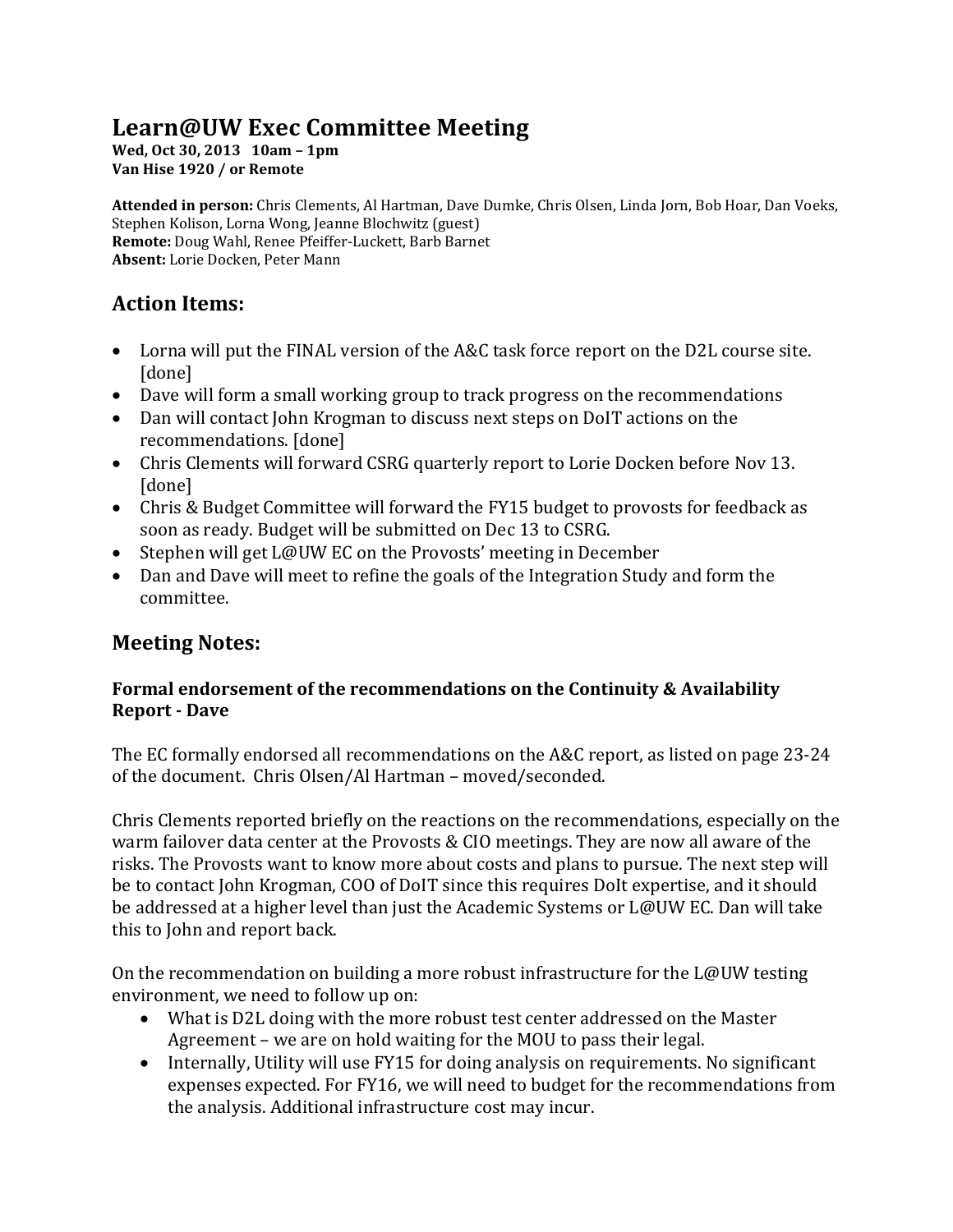# Learn@UW Exec Committee Meeting

**Wed, Oct 30, 2013 10am – 1pm**
**Van Hise 1920 / or Remote**

**Attended in person:** Chris Clements, Al Hartman, Dave Dumke, Chris Olsen, Linda Jorn, Bob Hoar, Dan Voeks, Stephen Kolison, Lorna Wong, Jeanne Blochwitz (guest)
**Remote:** Doug Wahl, Renee Pfeiffer-Luckett, Barb Barnet
**Absent:** Lorie Docken, Peter Mann

## Action Items:

- Lorna will put the FINAL version of the A&C task force report on the D2L course site. [done]
- Dave will form a small working group to track progress on the recommendations
- Dan will contact John Krogman to discuss next steps on DoIT actions on the recommendations. [done]
- Chris Clements will forward CSRG quarterly report to Lorie Docken before Nov 13. [done]
- Chris & Budget Committee will forward the FY15 budget to provosts for feedback as soon as ready. Budget will be submitted on Dec 13 to CSRG.
- Stephen will get L@UW EC on the Provosts' meeting in December
- Dan and Dave will meet to refine the goals of the Integration Study and form the committee.

## Meeting Notes:

### Formal endorsement of the recommendations on the Continuity & Availability Report - Dave

The EC formally endorsed all recommendations on the A&C report, as listed on page 23-24 of the document. Chris Olsen/Al Hartman – moved/seconded.

Chris Clements reported briefly on the reactions on the recommendations, especially on the warm failover data center at the Provosts & CIO meetings. They are now all aware of the risks. The Provosts want to know more about costs and plans to pursue. The next step will be to contact John Krogman, COO of DoIT since this requires DoIt expertise, and it should be addressed at a higher level than just the Academic Systems or L@UW EC. Dan will take this to John and report back.

On the recommendation on building a more robust infrastructure for the L@UW testing environment, we need to follow up on:

- What is D2L doing with the more robust test center addressed on the Master Agreement – we are on hold waiting for the MOU to pass their legal.
- Internally, Utility will use FY15 for doing analysis on requirements. No significant expenses expected. For FY16, we will need to budget for the recommendations from the analysis. Additional infrastructure cost may incur.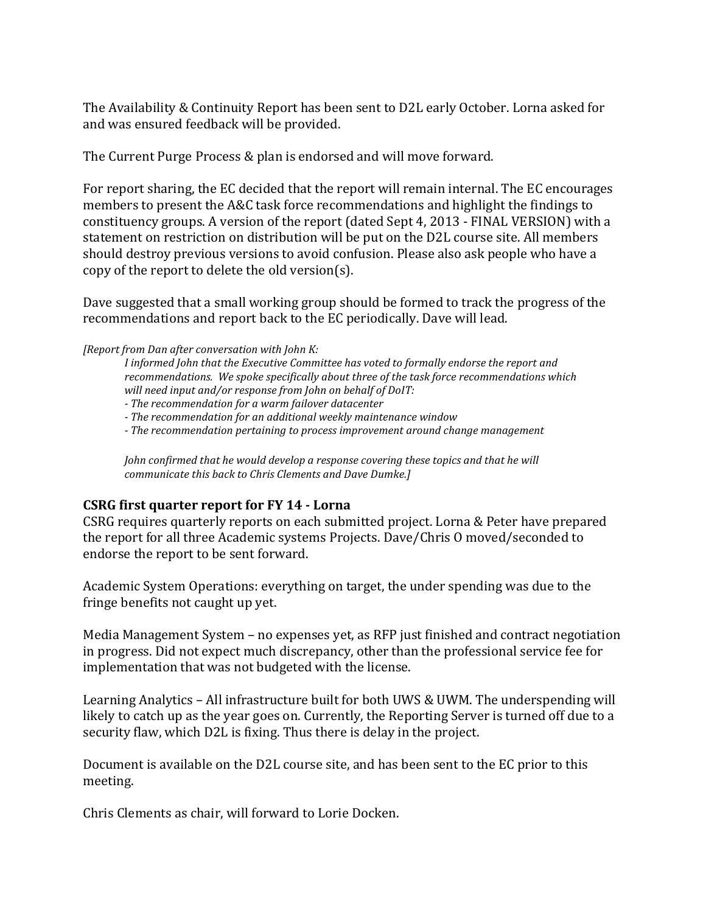The Availability & Continuity Report has been sent to D2L early October. Lorna asked for and was ensured feedback will be provided.

The Current Purge Process & plan is endorsed and will move forward.

For report sharing, the EC decided that the report will remain internal. The EC encourages members to present the A&C task force recommendations and highlight the findings to constituency groups. A version of the report (dated Sept 4, 2013 - FINAL VERSION) with a statement on restriction on distribution will be put on the D2L course site. All members should destroy previous versions to avoid confusion. Please also ask people who have a copy of the report to delete the old version(s).

Dave suggested that a small working group should be formed to track the progress of the recommendations and report back to the EC periodically. Dave will lead.

*[Report from Dan after conversation with John K:*

> *I informed John that the Executive Committee has voted to formally endorse the report and recommendations. We spoke specifically about three of the task force recommendations which will need input and/or response from John on behalf of DoIT:*
>
> *- The recommendation for a warm failover datacenter*
> *- The recommendation for an additional weekly maintenance window*
> *- The recommendation pertaining to process improvement around change management*
>
> *John confirmed that he would develop a response covering these topics and that he will communicate this back to Chris Clements and Dave Dumke.]*

### CSRG first quarter report for FY 14 - Lorna

CSRG requires quarterly reports on each submitted project. Lorna & Peter have prepared the report for all three Academic systems Projects. Dave/Chris O moved/seconded to endorse the report to be sent forward.

Academic System Operations: everything on target, the under spending was due to the fringe benefits not caught up yet.

Media Management System – no expenses yet, as RFP just finished and contract negotiation in progress. Did not expect much discrepancy, other than the professional service fee for implementation that was not budgeted with the license.

Learning Analytics – All infrastructure built for both UWS & UWM. The underspending will likely to catch up as the year goes on. Currently, the Reporting Server is turned off due to a security flaw, which D2L is fixing. Thus there is delay in the project.

Document is available on the D2L course site, and has been sent to the EC prior to this meeting.

Chris Clements as chair, will forward to Lorie Docken.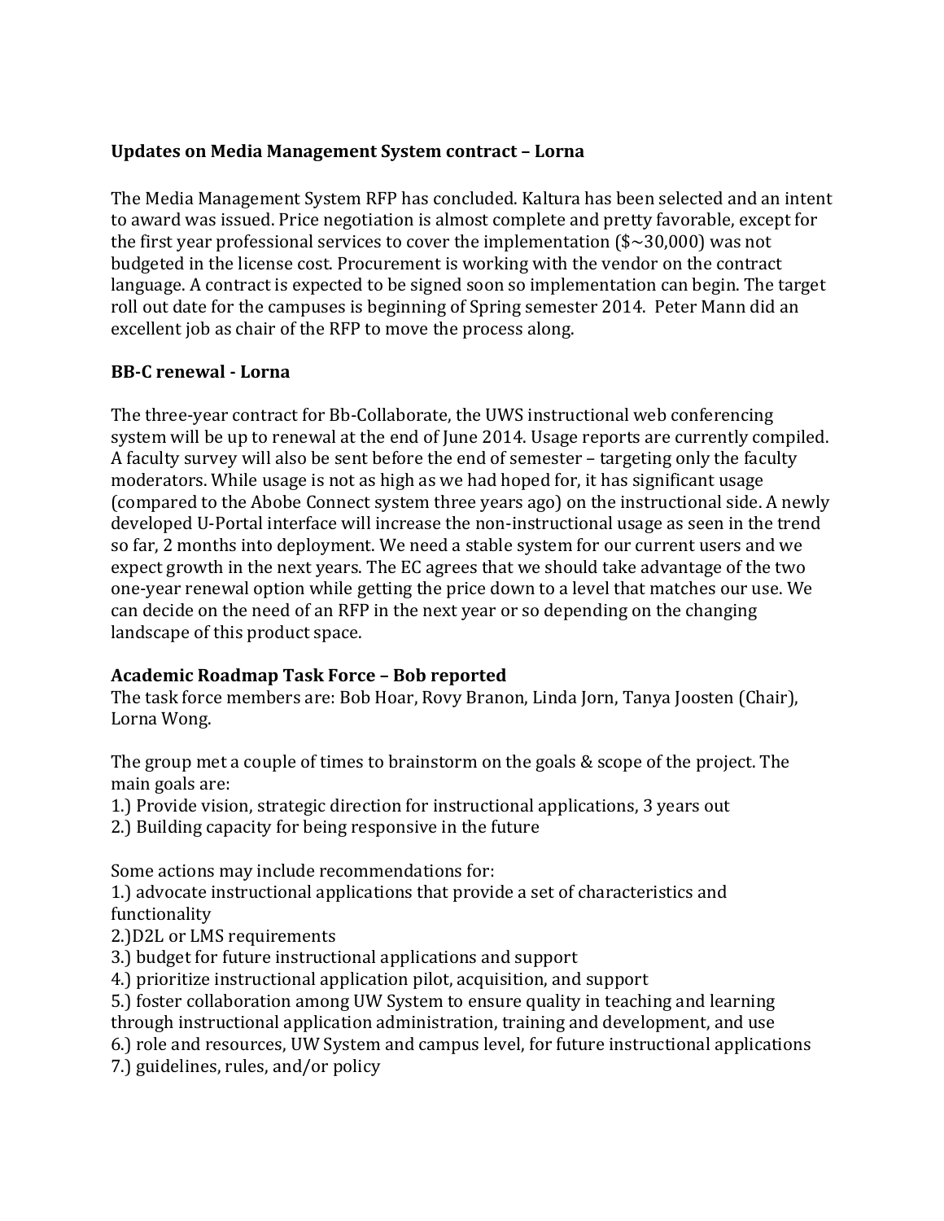**Updates on Media Management System contract – Lorna**

The Media Management System RFP has concluded. Kaltura has been selected and an intent to award was issued. Price negotiation is almost complete and pretty favorable, except for the first year professional services to cover the implementation ($~30,000) was not budgeted in the license cost. Procurement is working with the vendor on the contract language. A contract is expected to be signed soon so implementation can begin. The target roll out date for the campuses is beginning of Spring semester 2014. Peter Mann did an excellent job as chair of the RFP to move the process along.

**BB-C renewal - Lorna**

The three-year contract for Bb-Collaborate, the UWS instructional web conferencing system will be up to renewal at the end of June 2014. Usage reports are currently compiled. A faculty survey will also be sent before the end of semester – targeting only the faculty moderators. While usage is not as high as we had hoped for, it has significant usage (compared to the Abobe Connect system three years ago) on the instructional side. A newly developed U-Portal interface will increase the non-instructional usage as seen in the trend so far, 2 months into deployment. We need a stable system for our current users and we expect growth in the next years. The EC agrees that we should take advantage of the two one-year renewal option while getting the price down to a level that matches our use. We can decide on the need of an RFP in the next year or so depending on the changing landscape of this product space.

**Academic Roadmap Task Force – Bob reported**

The task force members are: Bob Hoar, Rovy Branon, Linda Jorn, Tanya Joosten (Chair), Lorna Wong.

The group met a couple of times to brainstorm on the goals & scope of the project. The main goals are:

1.) Provide vision, strategic direction for instructional applications, 3 years out
2.) Building capacity for being responsive in the future

Some actions may include recommendations for:

1.) advocate instructional applications that provide a set of characteristics and functionality
2.)D2L or LMS requirements
3.) budget for future instructional applications and support
4.) prioritize instructional application pilot, acquisition, and support
5.) foster collaboration among UW System to ensure quality in teaching and learning through instructional application administration, training and development, and use
6.) role and resources, UW System and campus level, for future instructional applications
7.) guidelines, rules, and/or policy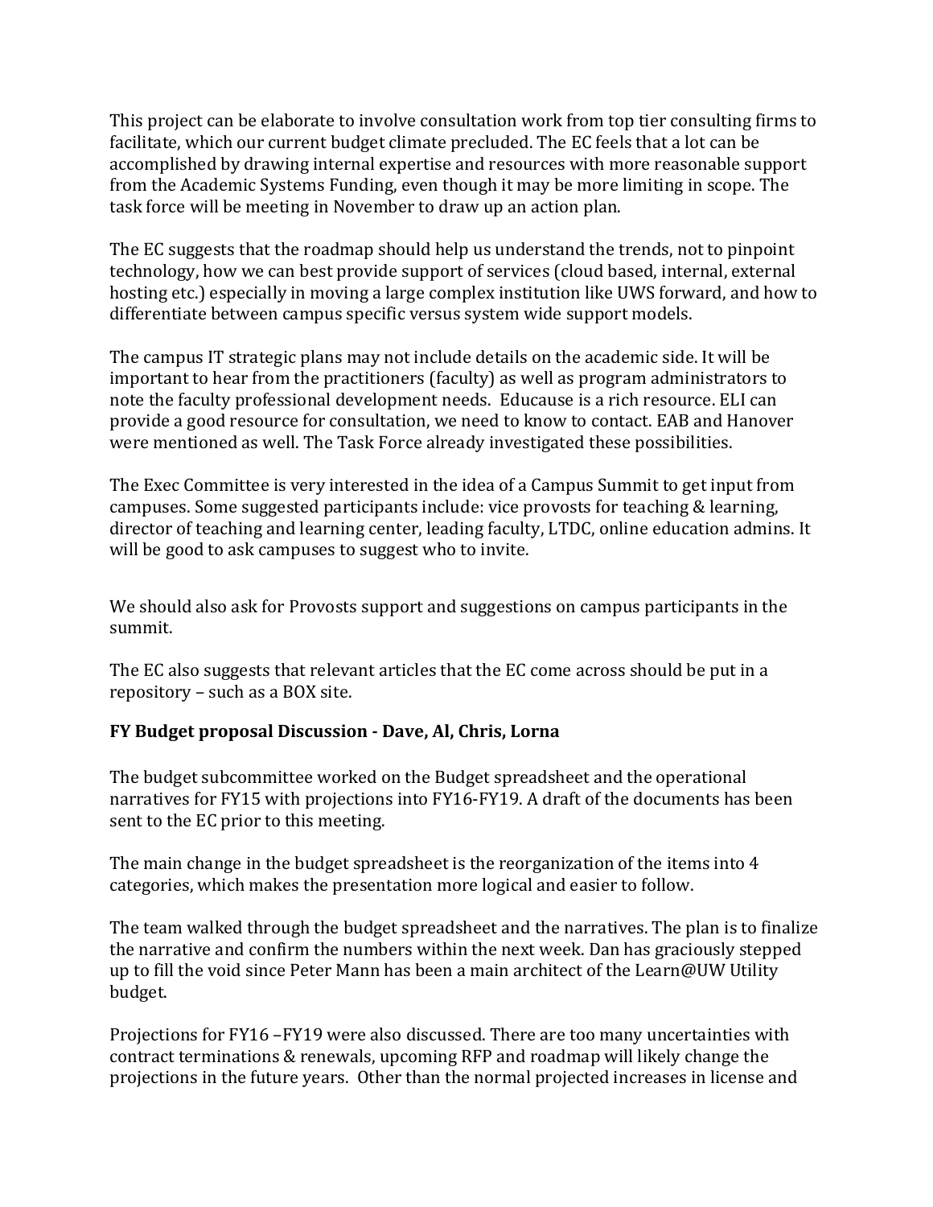This project can be elaborate to involve consultation work from top tier consulting firms to facilitate, which our current budget climate precluded. The EC feels that a lot can be accomplished by drawing internal expertise and resources with more reasonable support from the Academic Systems Funding, even though it may be more limiting in scope. The task force will be meeting in November to draw up an action plan.

The EC suggests that the roadmap should help us understand the trends, not to pinpoint technology, how we can best provide support of services (cloud based, internal, external hosting etc.) especially in moving a large complex institution like UWS forward, and how to differentiate between campus specific versus system wide support models.

The campus IT strategic plans may not include details on the academic side. It will be important to hear from the practitioners (faculty) as well as program administrators to note the faculty professional development needs. Educause is a rich resource. ELI can provide a good resource for consultation, we need to know to contact. EAB and Hanover were mentioned as well. The Task Force already investigated these possibilities.

The Exec Committee is very interested in the idea of a Campus Summit to get input from campuses. Some suggested participants include: vice provosts for teaching & learning, director of teaching and learning center, leading faculty, LTDC, online education admins. It will be good to ask campuses to suggest who to invite.

We should also ask for Provosts support and suggestions on campus participants in the summit.

The EC also suggests that relevant articles that the EC come across should be put in a repository – such as a BOX site.

**FY Budget proposal Discussion - Dave, Al, Chris, Lorna**

The budget subcommittee worked on the Budget spreadsheet and the operational narratives for FY15 with projections into FY16-FY19. A draft of the documents has been sent to the EC prior to this meeting.

The main change in the budget spreadsheet is the reorganization of the items into 4 categories, which makes the presentation more logical and easier to follow.

The team walked through the budget spreadsheet and the narratives. The plan is to finalize the narrative and confirm the numbers within the next week. Dan has graciously stepped up to fill the void since Peter Mann has been a main architect of the Learn@UW Utility budget.

Projections for FY16 –FY19 were also discussed. There are too many uncertainties with contract terminations & renewals, upcoming RFP and roadmap will likely change the projections in the future years. Other than the normal projected increases in license and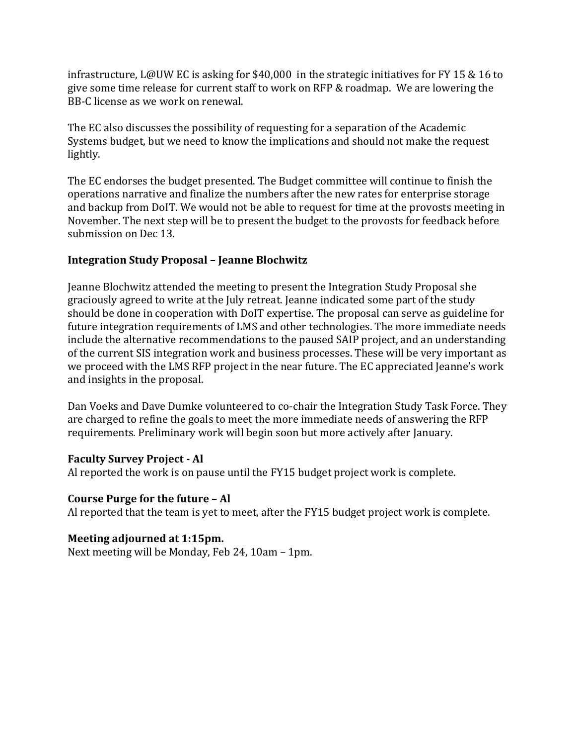infrastructure, L@UW EC is asking for $40,000 in the strategic initiatives for FY 15 & 16 to give some time release for current staff to work on RFP & roadmap. We are lowering the BB-C license as we work on renewal.

The EC also discusses the possibility of requesting for a separation of the Academic Systems budget, but we need to know the implications and should not make the request lightly.

The EC endorses the budget presented. The Budget committee will continue to finish the operations narrative and finalize the numbers after the new rates for enterprise storage and backup from DoIT. We would not be able to request for time at the provosts meeting in November. The next step will be to present the budget to the provosts for feedback before submission on Dec 13.

**Integration Study Proposal – Jeanne Blochwitz**

Jeanne Blochwitz attended the meeting to present the Integration Study Proposal she graciously agreed to write at the July retreat. Jeanne indicated some part of the study should be done in cooperation with DoIT expertise. The proposal can serve as guideline for future integration requirements of LMS and other technologies. The more immediate needs include the alternative recommendations to the paused SAIP project, and an understanding of the current SIS integration work and business processes. These will be very important as we proceed with the LMS RFP project in the near future. The EC appreciated Jeanne's work and insights in the proposal.

Dan Voeks and Dave Dumke volunteered to co-chair the Integration Study Task Force. They are charged to refine the goals to meet the more immediate needs of answering the RFP requirements. Preliminary work will begin soon but more actively after January.

**Faculty Survey Project - Al**

Al reported the work is on pause until the FY15 budget project work is complete.

**Course Purge for the future – Al**

Al reported that the team is yet to meet, after the FY15 budget project work is complete.

**Meeting adjourned at 1:15pm.**

Next meeting will be Monday, Feb 24, 10am – 1pm.